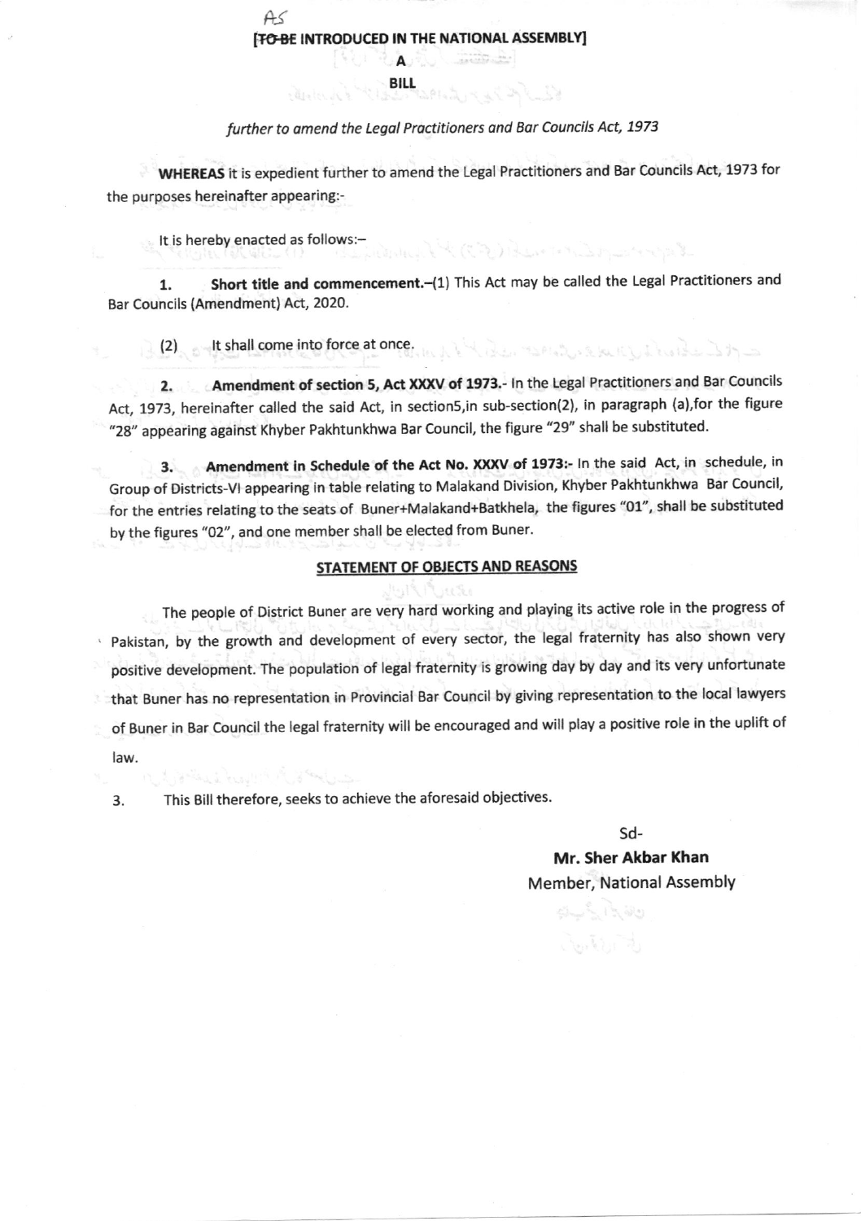AS

**[TO BE INTRODUCED IN THE NATIONAL ASSEMBLY]**

**A**

**BILL**

*further to amend the Legal Practitioners and Bar Councils Act, 1973*

**WHEREAS** it is expedient further to amend the Legal Practitioners and Bar Councils Act, 1973 for the purposes hereinafter appearing:-

It is hereby enacted as follows:–

1. **Short title and commencement.**–(1) This Act may be called the Legal Practitioners and Bar Councils (Amendment) Act, 2020.

(2) It shall come into force at once.

2. **Amendment of section 5, Act XXXV of 1973.**- In the Legal Practitioners and Bar Councils Act, 1973, hereinafter called the said Act, in section5,in sub-section(2), in paragraph (a),for the figure "28" appearing against Khyber Pakhtunkhwa Bar Council, the figure "29" shall be substituted.

3. **Amendment in Schedule of the Act No. XXXV of 1973:-** In the said Act, in schedule, in Group of Districts-VI appearing in table relating to Malakand Division, Khyber Pakhtunkhwa Bar Council, for the entries relating to the seats of Buner+Malakand+Batkhela, the figures "01", shall be substituted by the figures "02", and one member shall be elected from Buner.

## STATEMENT OF OBJECTS AND REASONS

The people of District Buner are very hard working and playing its active role in the progress of Pakistan, by the growth and development of every sector, the legal fraternity has also shown very positive development. The population of legal fraternity is growing day by day and its very unfortunate that Buner has no representation in Provincial Bar Council by giving representation to the local lawyers of Buner in Bar Council the legal fraternity will be encouraged and will play a positive role in the uplift of law.

3. This Bill therefore, seeks to achieve the aforesaid objectives.

Sd-

**Mr. Sher Akbar Khan**

Member, National Assembly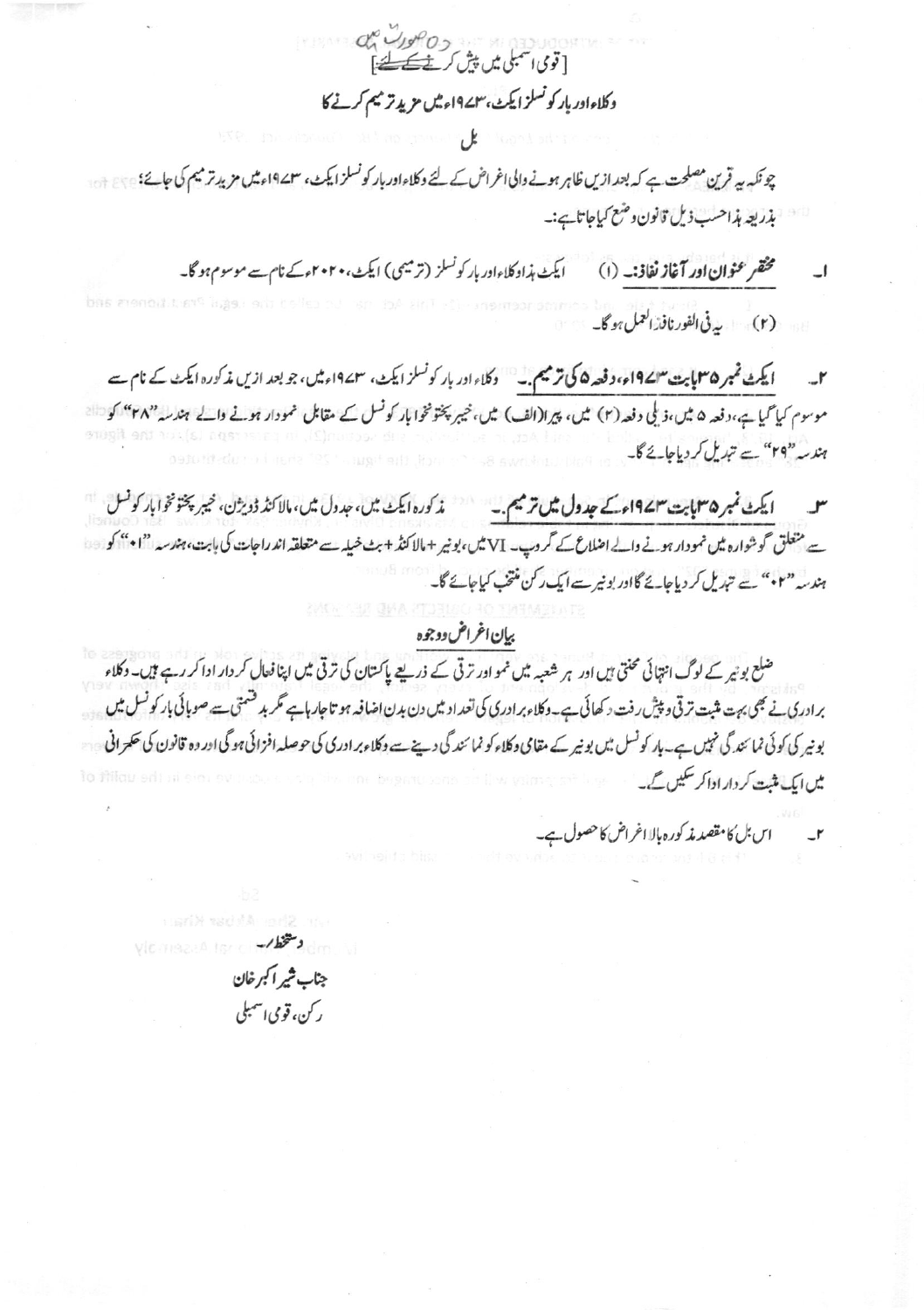[قومی اسمبلی میں پیش کرنے کے لئے]

## وکلاء اور بار کونسلز ایکٹ، ۱۹۷۳ء میں مزید ترمیم کرنے کا

## بل

چونکہ یہ قرین مصلحت ہے کہ بعد ازیں ظاہر ہونے والی اغراض کے لئے وکلاء اور بار کونسلز ایکٹ، ۱۹۷۳ء میں مزید ترمیم کی جائے؛

بذریعہ ہذا حسب ذیل قانون وضع کیا جاتا ہے:-

۱۔ **مختصر عنوان اور آغاز نفاذ:-** (۱) ایکٹ ہذا وکلاء اور بار کونسلز (ترمیمی) ایکٹ، ۲۰۲۰ء کے نام سے موسوم ہوگا۔

(۲) یہ فی الفور نافذ العمل ہوگا۔

۲۔ **ایکٹ نمبر ۳۵ بابت ۱۹۷۳ء، دفعہ ۵ کی ترمیم:-** وکلاء اور بار کونسلز ایکٹ، ۱۹۷۳ء میں، جو بعد ازیں مذکورہ ایکٹ کے نام سے موسوم کیا گیا ہے، دفعہ ۵ میں، ذیلی دفعہ (۲) میں، پیرا (الف) میں، خیبر پختونخوا بار کونسل کے مقابل نمودار ہونے والے ہندسہ "۲۸" کو ہندسہ "۲۹" سے تبدیل کر دیا جائے گا۔

۳۔ **ایکٹ نمبر ۳۵ بابت ۱۹۷۳ء کے جدول میں ترمیم:-** مذکورہ ایکٹ میں، جدول میں، مالاکنڈ ڈویژن، خیبر پختونخوا بار کونسل سے متعلق گوشوارہ میں نمودار ہونے والے اضلاع کے گروپ۔ VI میں، بونیر + مالاکنڈ + بٹ خیلہ سے متعلقہ اندراجات کی بابت، ہندسہ "۰۱" کو ہندسہ "۰۲" سے تبدیل کر دیا جائے گا اور بونیر سے ایک رکن منتخب کیا جائے گا۔

## بیان اغراض و وجوہ

ضلع بونیر کے لوگ انتہائی محنتی ہیں اور ہر شعبہ میں نمو اور ترقی کے ذریعے پاکستان کی ترقی میں اپنا فعال کردار ادا کر رہے ہیں۔ وکلاء برادری نے بھی بہت مثبت ترقی و پیش رفت دکھائی ہے۔ وکلاء برادری کی تعداد میں دن بدن اضافہ ہوتا جا رہا ہے مگر بد قسمتی سے صوبائی بار کونسل میں بونیر کی کوئی نمائندگی نہیں ہے۔ بار کونسل میں بونیر کے مقامی وکلاء کو نمائندگی دینے سے وکلاء برادری کی حوصلہ افزائی ہوگی اور وہ قانون کی حکمرانی میں ایک مثبت کردار ادا کر سکیں گے۔

۲۔ اس بل کا مقصد مذکورہ بالا اغراض کا حصول ہے۔

دستخط/-

جناب شیر اکبر خان

رکن، قومی اسمبلی